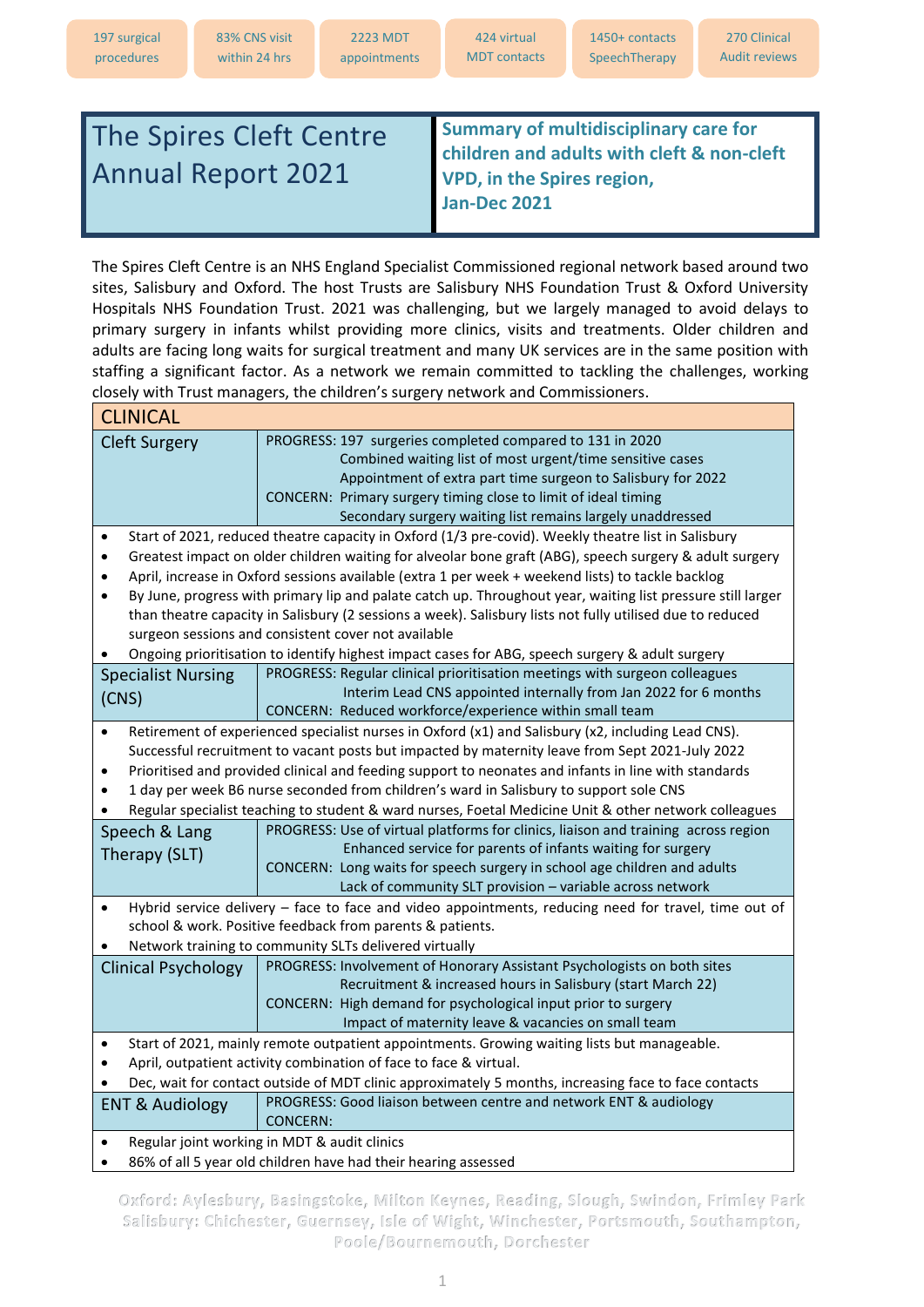| 197 surgical procedures | 83% CNS visit within 24 hrs | 2223 MDT appointments | 424 virtual MDT contacts | 1450+ contacts SpeechTherapy | 270 Clinical Audit reviews |
|---|---|---|---|---|---|

# The Spires Cleft Centre Annual Report 2021

**Summary of multidisciplinary care for children and adults with cleft & non-cleft VPD, in the Spires region, Jan-Dec 2021**

The Spires Cleft Centre is an NHS England Specialist Commissioned regional network based around two sites, Salisbury and Oxford. The host Trusts are Salisbury NHS Foundation Trust & Oxford University Hospitals NHS Foundation Trust. 2021 was challenging, but we largely managed to avoid delays to primary surgery in infants whilst providing more clinics, visits and treatments. Older children and adults are facing long waits for surgical treatment and many UK services are in the same position with staffing a significant factor. As a network we remain committed to tackling the challenges, working closely with Trust managers, the children's surgery network and Commissioners.

## CLINICAL

### Cleft Surgery

PROGRESS: 197 surgeries completed compared to 131 in 2020
Combined waiting list of most urgent/time sensitive cases
Appointment of extra part time surgeon to Salisbury for 2022

CONCERN: Primary surgery timing close to limit of ideal timing
Secondary surgery waiting list remains largely unaddressed

- Start of 2021, reduced theatre capacity in Oxford (1/3 pre-covid). Weekly theatre list in Salisbury
- Greatest impact on older children waiting for alveolar bone graft (ABG), speech surgery & adult surgery
- April, increase in Oxford sessions available (extra 1 per week + weekend lists) to tackle backlog
- By June, progress with primary lip and palate catch up. Throughout year, waiting list pressure still larger than theatre capacity in Salisbury (2 sessions a week). Salisbury lists not fully utilised due to reduced surgeon sessions and consistent cover not available
- Ongoing prioritisation to identify highest impact cases for ABG, speech surgery & adult surgery

### Specialist Nursing (CNS)

PROGRESS: Regular clinical prioritisation meetings with surgeon colleagues
Interim Lead CNS appointed internally from Jan 2022 for 6 months

CONCERN: Reduced workforce/experience within small team

- Retirement of experienced specialist nurses in Oxford (x1) and Salisbury (x2, including Lead CNS). Successful recruitment to vacant posts but impacted by maternity leave from Sept 2021-July 2022
- Prioritised and provided clinical and feeding support to neonates and infants in line with standards
- 1 day per week B6 nurse seconded from children's ward in Salisbury to support sole CNS
- Regular specialist teaching to student & ward nurses, Foetal Medicine Unit & other network colleagues

### Speech & Lang Therapy (SLT)

PROGRESS: Use of virtual platforms for clinics, liaison and training across region
Enhanced service for parents of infants waiting for surgery

CONCERN: Long waits for speech surgery in school age children and adults
Lack of community SLT provision – variable across network

- Hybrid service delivery – face to face and video appointments, reducing need for travel, time out of school & work. Positive feedback from parents & patients.
- Network training to community SLTs delivered virtually

### Clinical Psychology

PROGRESS: Involvement of Honorary Assistant Psychologists on both sites
Recruitment & increased hours in Salisbury (start March 22)

CONCERN: High demand for psychological input prior to surgery
Impact of maternity leave & vacancies on small team

- Start of 2021, mainly remote outpatient appointments. Growing waiting lists but manageable.
- April, outpatient activity combination of face to face & virtual.
- Dec, wait for contact outside of MDT clinic approximately 5 months, increasing face to face contacts

### ENT & Audiology

PROGRESS: Good liaison between centre and network ENT & audiology

CONCERN:

- Regular joint working in MDT & audit clinics
- 86% of all 5 year old children have had their hearing assessed

Oxford: Aylesbury, Basingstoke, Milton Keynes, Reading, Slough, Swindon, Frimley Park
Salisbury: Chichester, Guernsey, Isle of Wight, Winchester, Portsmouth, Southampton, Poole/Bournemouth, Dorchester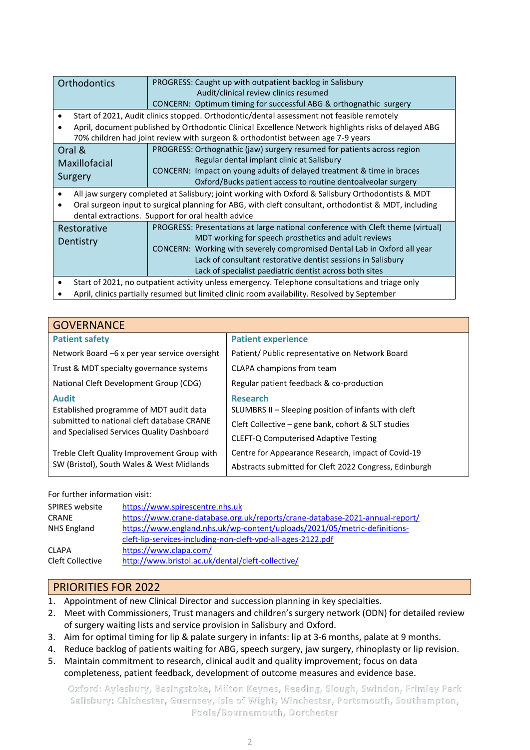| | |
|---|---|
| Orthodontics | PROGRESS: Caught up with outpatient backlog in Salisbury<br>Audit/clinical review clinics resumed<br>CONCERN: Optimum timing for successful ABG & orthognathic surgery |

- Start of 2021, Audit clinics stopped. Orthodontic/dental assessment not feasible remotely
- April, document published by Orthodontic Clinical Excellence Network highlights risks of delayed ABG 70% children had joint review with surgeon & orthodontist between age 7-9 years

| | |
|---|---|
| Oral & Maxillofacial Surgery | PROGRESS: Orthognathic (jaw) surgery resumed for patients across region<br>Regular dental implant clinic at Salisbury<br>CONCERN: Impact on young adults of delayed treatment & time in braces<br>Oxford/Bucks patient access to routine dentoalveolar surgery |

- All jaw surgery completed at Salisbury; joint working with Oxford & Salisbury Orthodontists & MDT
- Oral surgeon input to surgical planning for ABG, with cleft consultant, orthodontist & MDT, including dental extractions. Support for oral health advice

| | |
|---|---|
| Restorative Dentistry | PROGRESS: Presentations at large national conference with Cleft theme (virtual)<br>MDT working for speech prosthetics and adult reviews<br>CONCERN: Working with severely compromised Dental Lab in Oxford all year<br>Lack of consultant restorative dentist sessions in Salisbury<br>Lack of specialist paediatric dentist across both sites |

- Start of 2021, no outpatient activity unless emergency. Telephone consultations and triage only
- April, clinics partially resumed but limited clinic room availability. Resolved by September

## GOVERNANCE

**Patient safety**

Network Board –6 x per year service oversight

Trust & MDT specialty governance systems

National Cleft Development Group (CDG)

**Audit**

Established programme of MDT audit data submitted to national cleft database CRANE and Specialised Services Quality Dashboard

Treble Cleft Quality Improvement Group with SW (Bristol), South Wales & West Midlands

**Patient experience**

Patient/ Public representative on Network Board

CLAPA champions from team

Regular patient feedback & co-production

**Research**

SLUMBRS II – Sleeping position of infants with cleft

Cleft Collective – gene bank, cohort & SLT studies

CLEFT-Q Computerised Adaptive Testing

Centre for Appearance Research, impact of Covid-19

Abstracts submitted for Cleft 2022 Congress, Edinburgh

For further information visit:

| | |
|---|---|
| SPIRES website | https://www.spirescentre.nhs.uk |
| CRANE | https://www.crane-database.org.uk/reports/crane-database-2021-annual-report/ |
| NHS England | https://www.england.nhs.uk/wp-content/uploads/2021/05/metric-definitions-cleft-lip-services-including-non-cleft-vpd-all-ages-2122.pdf |
| CLAPA | https://www.clapa.com/ |
| Cleft Collective | http://www.bristol.ac.uk/dental/cleft-collective/ |

## PRIORITIES FOR 2022

1. Appointment of new Clinical Director and succession planning in key specialties.
2. Meet with Commissioners, Trust managers and children's surgery network (ODN) for detailed review of surgery waiting lists and service provision in Salisbury and Oxford.
3. Aim for optimal timing for lip & palate surgery in infants: lip at 3-6 months, palate at 9 months.
4. Reduce backlog of patients waiting for ABG, speech surgery, jaw surgery, rhinoplasty or lip revision.
5. Maintain commitment to research, clinical audit and quality improvement; focus on data completeness, patient feedback, development of outcome measures and evidence base.

Oxford: Aylesbury, Basingstoke, Milton Keynes, Reading, Slough, Swindon, Frimley Park
Salisbury: Chichester, Guernsey, Isle of Wight, Winchester, Portsmouth, Southampton, Poole/Bournemouth, Dorchester